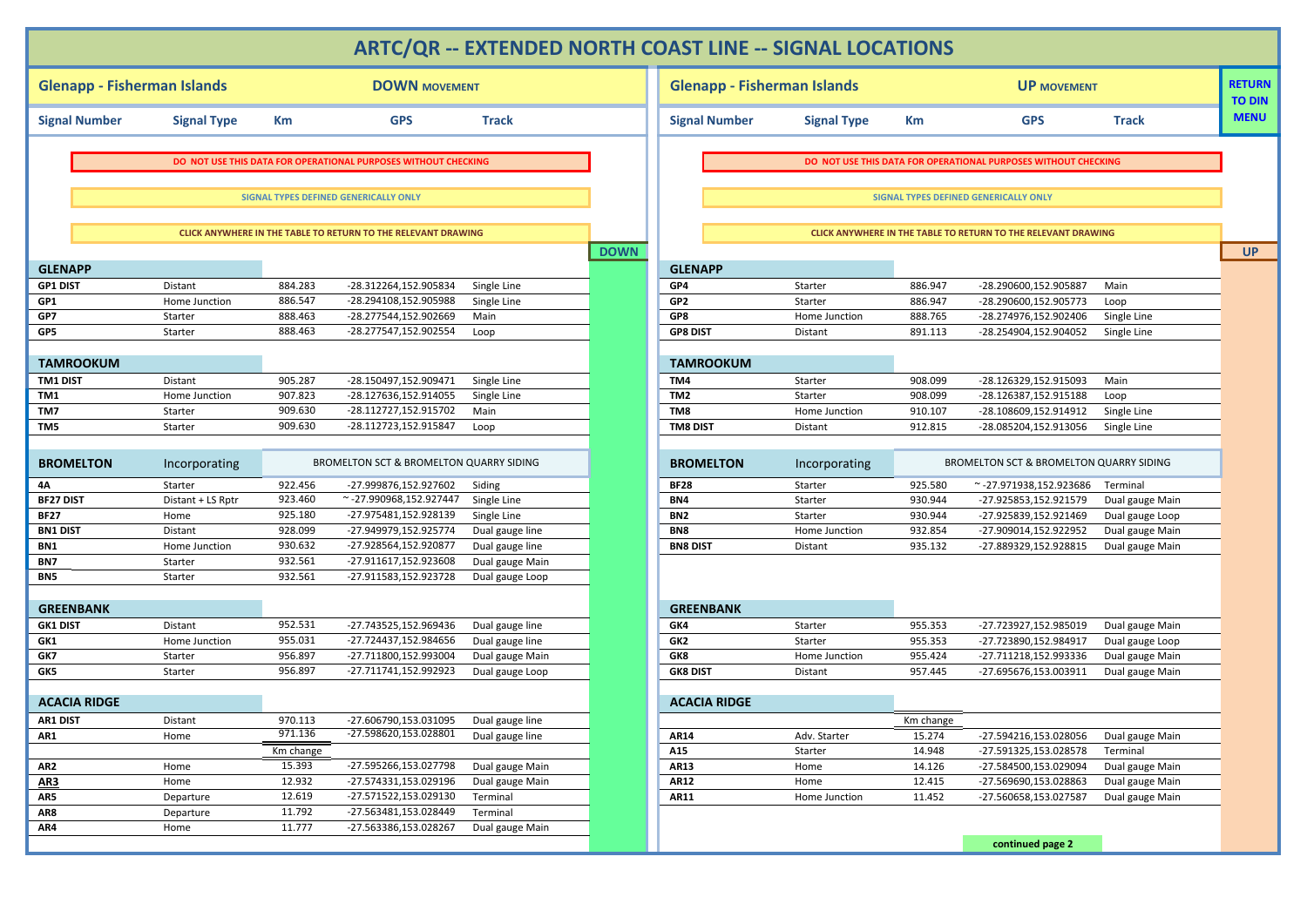# ARTC/QR -- EXTENDED NORTH COAST LINE -- SIGNAL LOCATIONS

RETURN TO DIN MENU

## Glenapp - Fisherman Islands — DOWN MOVEMENT

**DO NOT USE THIS DATA FOR OPERATIONAL PURPOSES WITHOUT CHECKING**

**SIGNAL TYPES DEFINED GENERICALLY ONLY**

**CLICK ANYWHERE IN THE TABLE TO RETURN TO THE RELEVANT DRAWING**

DOWN

| Signal Number | Signal Type | Km | GPS | Track |
|---|---|---|---|---|
| **GLENAPP** | | | | |
| **GP1 DIST** | Distant | 884.283 | -28.312264,152.905834 | Single Line |
| **GP1** | Home Junction | 886.547 | -28.294108,152.905988 | Single Line |
| **GP7** | Starter | 888.463 | -28.277544,152.902669 | Main |
| **GP5** | Starter | 888.463 | -28.277547,152.902554 | Loop |
| **TAMROOKUM** | | | | |
| **TM1 DIST** | Distant | 905.287 | -28.150497,152.909471 | Single Line |
| **TM1** | Home Junction | 907.823 | -28.127636,152.914055 | Single Line |
| **TM7** | Starter | 909.630 | -28.112727,152.915702 | Main |
| **TM5** | Starter | 909.630 | -28.112723,152.915847 | Loop |
| **BROMELTON** | Incorporating | BROMELTON SCT & BROMELTON QUARRY SIDING | | |
| **4A** | Starter | 922.456 | -27.999876,152.927602 | Siding |
| **BF27 DIST** | Distant + LS Rptr | 923.460 | ~-27.990968,152.927447 | Single Line |
| **BF27** | Home | 925.180 | -27.975481,152.928139 | Single Line |
| **BN1 DIST** | Distant | 928.099 | -27.949979,152.925774 | Dual gauge line |
| **BN1** | Home Junction | 930.632 | -27.928564,152.920877 | Dual gauge line |
| **BN7** | Starter | 932.561 | -27.911617,152.923608 | Dual gauge Main |
| **BN5** | Starter | 932.561 | -27.911583,152.923728 | Dual gauge Loop |
| **GREENBANK** | | | | |
| **GK1 DIST** | Distant | 952.531 | -27.743525,152.969436 | Dual gauge line |
| **GK1** | Home Junction | 955.031 | -27.724437,152.984656 | Dual gauge line |
| **GK7** | Starter | 956.897 | -27.711800,152.993004 | Dual gauge Main |
| **GK5** | Starter | 956.897 | -27.711741,152.992923 | Dual gauge Loop |
| **ACACIA RIDGE** | | | | |
| **AR1 DIST** | Distant | 970.113 | -27.606790,153.031095 | Dual gauge line |
| **AR1** | Home | 971.136 | -27.598620,153.028801 | Dual gauge line |
| | | Km change | | |
| **AR2** | Home | 15.393 | -27.595266,153.027798 | Dual gauge Main |
| **AR3** | Home | 12.932 | -27.574331,153.029196 | Dual gauge Main |
| **AR5** | Departure | 12.619 | -27.571522,153.029130 | Terminal |
| **AR8** | Departure | 11.792 | -27.563481,153.028449 | Terminal |
| **AR4** | Home | 11.777 | -27.563386,153.028267 | Dual gauge Main |

## Glenapp - Fisherman Islands — UP MOVEMENT

**DO NOT USE THIS DATA FOR OPERATIONAL PURPOSES WITHOUT CHECKING**

**SIGNAL TYPES DEFINED GENERICALLY ONLY**

**CLICK ANYWHERE IN THE TABLE TO RETURN TO THE RELEVANT DRAWING**

UP

| Signal Number | Signal Type | Km | GPS | Track |
|---|---|---|---|---|
| **GLENAPP** | | | | |
| **GP4** | Starter | 886.947 | -28.290600,152.905887 | Main |
| **GP2** | Starter | 886.947 | -28.290600,152.905773 | Loop |
| **GP8** | Home Junction | 888.765 | -28.274976,152.902406 | Single Line |
| **GP8 DIST** | Distant | 891.113 | -28.254904,152.904052 | Single Line |
| **TAMROOKUM** | | | | |
| **TM4** | Starter | 908.099 | -28.126329,152.915093 | Main |
| **TM2** | Starter | 908.099 | -28.126387,152.915188 | Loop |
| **TM8** | Home Junction | 910.107 | -28.108609,152.914912 | Single Line |
| **TM8 DIST** | Distant | 912.815 | -28.085204,152.913056 | Single Line |
| **BROMELTON** | Incorporating | BROMELTON SCT & BROMELTON QUARRY SIDING | | |
| **BF28** | Starter | 925.580 | ~-27.971938,152.923686 | Terminal |
| **BN4** | Starter | 930.944 | -27.925853,152.921579 | Dual gauge Main |
| **BN2** | Starter | 930.944 | -27.925839,152.921469 | Dual gauge Loop |
| **BN8** | Home Junction | 932.854 | -27.909014,152.922952 | Dual gauge Main |
| **BN8 DIST** | Distant | 935.132 | -27.889329,152.928815 | Dual gauge Main |
| **GREENBANK** | | | | |
| **GK4** | Starter | 955.353 | -27.723927,152.985019 | Dual gauge Main |
| **GK2** | Starter | 955.353 | -27.723890,152.984917 | Dual gauge Loop |
| **GK8** | Home Junction | 955.424 | -27.711218,152.993336 | Dual gauge Main |
| **GK8 DIST** | Distant | 957.445 | -27.695676,153.003911 | Dual gauge Main |
| **ACACIA RIDGE** | | | | |
| | | Km change | | |
| **AR14** | Adv. Starter | 15.274 | -27.594216,153.028056 | Dual gauge Main |
| **A15** | Starter | 14.948 | -27.591325,153.028578 | Terminal |
| **AR13** | Home | 14.126 | -27.584500,153.029094 | Dual gauge Main |
| **AR12** | Home | 12.415 | -27.569690,153.028863 | Dual gauge Main |
| **AR11** | Home Junction | 11.452 | -27.560658,153.027587 | Dual gauge Main |

**continued page 2**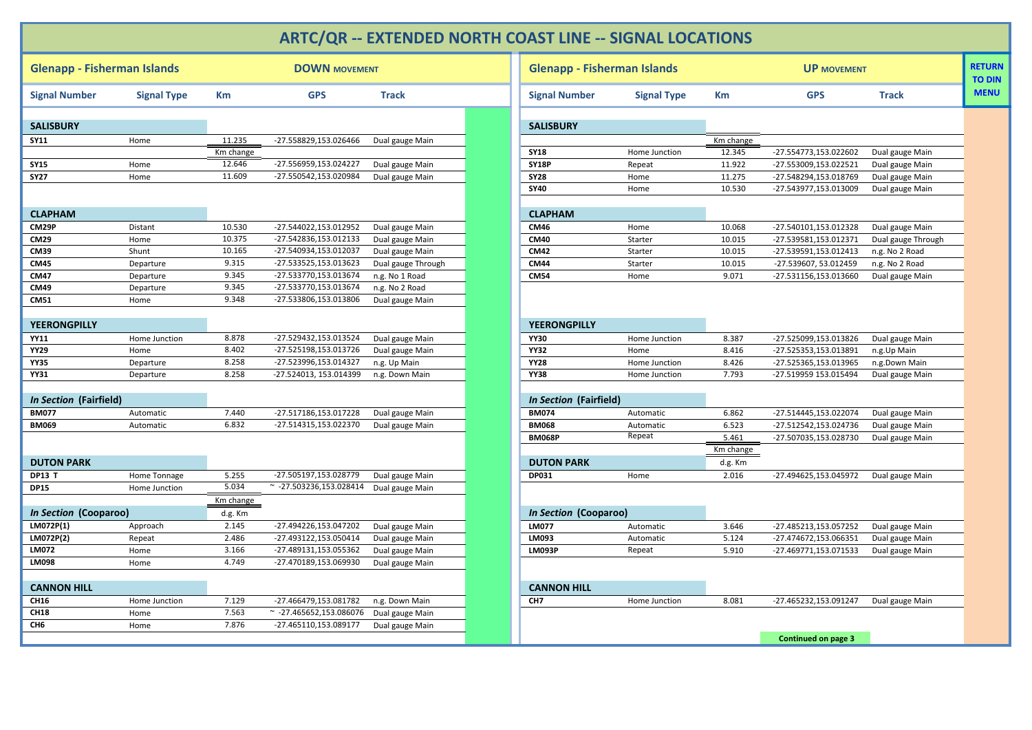# ARTC/QR -- EXTENDED NORTH COAST LINE -- SIGNAL LOCATIONS

## Glenapp - Fisherman Islands — DOWN MOVEMENT

| Signal Number | Signal Type | Km | GPS | Track |
|---|---|---|---|---|
| **SALISBURY** | | | | |
| **SY11** | Home | 11.235 | -27.558829,153.026466 | Dual gauge Main |
| | | Km change | | |
| **SY15** | Home | 12.646 | -27.556959,153.024227 | Dual gauge Main |
| **SY27** | Home | 11.609 | -27.550542,153.020984 | Dual gauge Main |
| **CLAPHAM** | | | | |
| **CM29P** | Distant | 10.530 | -27.544022,153.012952 | Dual gauge Main |
| **CM29** | Home | 10.375 | -27.542836,153.012133 | Dual gauge Main |
| **CM39** | Shunt | 10.165 | -27.540934,153.012037 | Dual gauge Main |
| **CM45** | Departure | 9.315 | -27.533525,153.013623 | Dual gauge Through |
| **CM47** | Departure | 9.345 | -27.533770,153.013674 | n.g. No 1 Road |
| **CM49** | Departure | 9.345 | -27.533770,153.013674 | n.g. No 2 Road |
| **CM51** | Home | 9.348 | -27.533806,153.013806 | Dual gauge Main |
| **YEERONGPILLY** | | | | |
| **YY11** | Home Junction | 8.878 | -27.529432,153.013524 | Dual gauge Main |
| **YY29** | Home | 8.402 | -27.525198,153.013726 | Dual gauge Main |
| **YY35** | Departure | 8.258 | -27.523996,153.014327 | n.g. Up Main |
| **YY31** | Departure | 8.258 | -27.524013, 153.014399 | n.g. Down Main |
| ***In Section* (Fairfield)** | | | | |
| **BM077** | Automatic | 7.440 | -27.517186,153.017228 | Dual gauge Main |
| **BM069** | Automatic | 6.832 | -27.514315,153.022370 | Dual gauge Main |
| **DUTON PARK** | | | | |
| **DP13 T** | Home Tonnage | 5.255 | -27.505197,153.028779 | Dual gauge Main |
| **DP15** | Home Junction | 5.034 | ~ -27.503236,153.028414 | Dual gauge Main |
| | | Km change | | |
| ***In Section* (Cooparoo)** | | d.g. Km | | |
| **LM072P(1)** | Approach | 2.145 | -27.494226,153.047202 | Dual gauge Main |
| **LM072P(2)** | Repeat | 2.486 | -27.493122,153.050414 | Dual gauge Main |
| **LM072** | Home | 3.166 | -27.489131,153.055362 | Dual gauge Main |
| **LM098** | Home | 4.749 | -27.470189,153.069930 | Dual gauge Main |
| **CANNON HILL** | | | | |
| **CH16** | Home Junction | 7.129 | -27.466479,153.081782 | n.g. Down Main |
| **CH18** | Home | 7.563 | ~ -27.465652,153.086076 | Dual gauge Main |
| **CH6** | Home | 7.876 | -27.465110,153.089177 | Dual gauge Main |

## Glenapp - Fisherman Islands — UP MOVEMENT

| Signal Number | Signal Type | Km | GPS | Track |
|---|---|---|---|---|
| **SALISBURY** | | | | |
| | | Km change | | |
| **SY18** | Home Junction | 12.345 | -27.554773,153.022602 | Dual gauge Main |
| **SY18P** | Repeat | 11.922 | -27.553009,153.022521 | Dual gauge Main |
| **SY28** | Home | 11.275 | -27.548294,153.018769 | Dual gauge Main |
| **SY40** | Home | 10.530 | -27.543977,153.013009 | Dual gauge Main |
| **CLAPHAM** | | | | |
| **CM46** | Home | 10.068 | -27.540101,153.012328 | Dual gauge Main |
| **CM40** | Starter | 10.015 | -27.539581,153.012371 | Dual gauge Through |
| **CM42** | Starter | 10.015 | -27.539591,153.012413 | n.g. No 2 Road |
| **CM44** | Starter | 10.015 | -27.539607, 53.012459 | n.g. No 2 Road |
| **CM54** | Home | 9.071 | -27.531156,153.013660 | Dual gauge Main |
| **YEERONGPILLY** | | | | |
| **YY30** | Home Junction | 8.387 | -27.525099,153.013826 | Dual gauge Main |
| **YY32** | Home | 8.416 | -27.525353,153.013891 | n.g.Up Main |
| **YY28** | Home Junction | 8.426 | -27.525365,153.013965 | n.g.Down Main |
| **YY38** | Home Junction | 7.793 | -27.519959 153.015494 | Dual gauge Main |
| ***In Section* (Fairfield)** | | | | |
| **BM074** | Automatic | 6.862 | -27.514445,153.022074 | Dual gauge Main |
| **BM068** | Automatic | 6.523 | -27.512542,153.024736 | Dual gauge Main |
| **BM068P** | Repeat | 5.461 | -27.507035,153.028730 | Dual gauge Main |
| | | Km change | | |
| **DUTON PARK** | | d.g. Km | | |
| **DP031** | Home | 2.016 | -27.494625,153.045972 | Dual gauge Main |
| ***In Section* (Cooparoo)** | | | | |
| **LM077** | Automatic | 3.646 | -27.485213,153.057252 | Dual gauge Main |
| **LM093** | Automatic | 5.124 | -27.474672,153.066351 | Dual gauge Main |
| **LM093P** | Repeat | 5.910 | -27.469771,153.071533 | Dual gauge Main |
| **CANNON HILL** | | | | |
| **CH7** | Home Junction | 8.081 | -27.465232,153.091247 | Dual gauge Main |

**Continued on page 3**

**RETURN TO DIN MENU**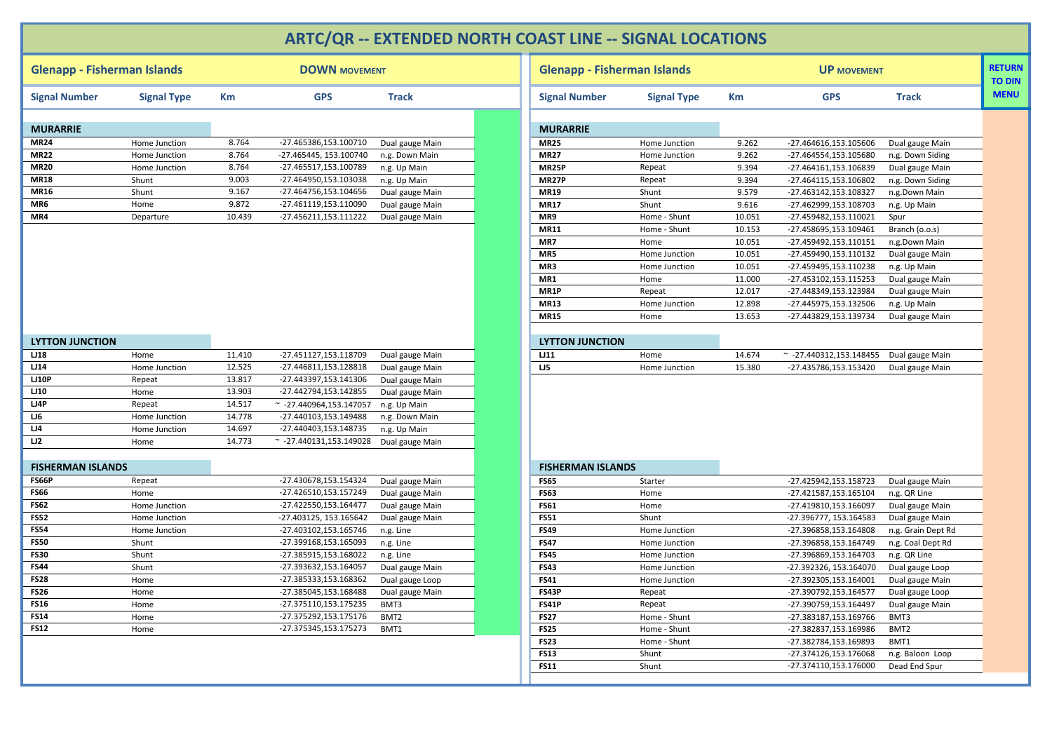# ARTC/QR -- EXTENDED NORTH COAST LINE -- SIGNAL LOCATIONS

## Glenapp - Fisherman Islands — DOWN MOVEMENT

| Signal Number | Signal Type | Km | GPS | Track |
|---|---|---|---|---|
| **MURARRIE** | | | | |
| MR24 | Home Junction | 8.764 | -27.465386,153.100710 | Dual gauge Main |
| MR22 | Home Junction | 8.764 | -27.465445, 153.100740 | n.g. Down Main |
| MR20 | Home Junction | 8.764 | -27.465517,153.100789 | n.g. Up Main |
| MR18 | Shunt | 9.003 | -27.464950,153.103038 | n.g. Up Main |
| MR16 | Shunt | 9.167 | -27.464756,153.104656 | Dual gauge Main |
| MR6 | Home | 9.872 | -27.461119,153.110090 | Dual gauge Main |
| MR4 | Departure | 10.439 | -27.456211,153.111222 | Dual gauge Main |
| **LYTTON JUNCTION** | | | | |
| LJ18 | Home | 11.410 | -27.451127,153.118709 | Dual gauge Main |
| LJ14 | Home Junction | 12.525 | -27.446811,153.128818 | Dual gauge Main |
| LJ10P | Repeat | 13.817 | -27.443397,153.141306 | Dual gauge Main |
| LJ10 | Home | 13.903 | -27.442794,153.142855 | Dual gauge Main |
| LJ4P | Repeat | 14.517 | ~ -27.440964,153.147057 | n.g. Up Main |
| LJ6 | Home Junction | 14.778 | -27.440103,153.149488 | n.g. Down Main |
| LJ4 | Home Junction | 14.697 | -27.440403,153.148735 | n.g. Up Main |
| LJ2 | Home | 14.773 | ~ -27.440131,153.149028 | Dual gauge Main |
| **FISHERMAN ISLANDS** | | | | |
| FS66P | Repeat | | -27.430678,153.154324 | Dual gauge Main |
| FS66 | Home | | -27.426510,153.157249 | Dual gauge Main |
| FS62 | Home Junction | | -27.422550,153.164477 | Dual gauge Main |
| FS52 | Home Junction | | -27.403125, 153.165642 | Dual gauge Main |
| FS54 | Home Junction | | -27.403102,153.165746 | n.g. Line |
| FS50 | Shunt | | -27.399168,153.165093 | n.g. Line |
| FS30 | Shunt | | -27.385915,153.168022 | n.g. Line |
| FS44 | Shunt | | -27.393632,153.164057 | Dual gauge Main |
| FS28 | Home | | -27.385333,153.168362 | Dual gauge Loop |
| FS26 | Home | | -27.385045,153.168488 | Dual gauge Main |
| FS16 | Home | | -27.375110,153.175235 | BMT3 |
| FS14 | Home | | -27.375292,153.175176 | BMT2 |
| FS12 | Home | | -27.375345,153.175273 | BMT1 |

## Glenapp - Fisherman Islands — UP MOVEMENT

RETURN TO DIN MENU

| Signal Number | Signal Type | Km | GPS | Track |
|---|---|---|---|---|
| **MURARRIE** | | | | |
| MR25 | Home Junction | 9.262 | -27.464616,153.105606 | Dual gauge Main |
| MR27 | Home Junction | 9.262 | -27.464554,153.105680 | n.g. Down Siding |
| MR25P | Repeat | 9.394 | -27.464161,153.106839 | Dual gauge Main |
| MR27P | Repeat | 9.394 | -27.464115,153.106802 | n.g. Down Siding |
| MR19 | Shunt | 9.579 | -27.463142,153.108327 | n.g.Down Main |
| MR17 | Shunt | 9.616 | -27.462999,153.108703 | n.g. Up Main |
| MR9 | Home - Shunt | 10.051 | -27.459482,153.110021 | Spur |
| MR11 | Home - Shunt | 10.153 | -27.458695,153.109461 | Branch (o.o.s) |
| MR7 | Home | 10.051 | -27.459492,153.110151 | n.g.Down Main |
| MR5 | Home Junction | 10.051 | -27.459490,153.110132 | Dual gauge Main |
| MR3 | Home Junction | 10.051 | -27.459495,153.110238 | n.g. Up Main |
| MR1 | Home | 11.000 | -27.453102,153.115253 | Dual gauge Main |
| MR1P | Repeat | 12.017 | -27.448349,153.123984 | Dual gauge Main |
| MR13 | Home Junction | 12.898 | -27.445975,153.132506 | n.g. Up Main |
| MR15 | Home | 13.653 | -27.443829,153.139734 | Dual gauge Main |
| **LYTTON JUNCTION** | | | | |
| LJ11 | Home | 14.674 | ~ -27.440312,153.148455 | Dual gauge Main |
| LJ5 | Home Junction | 15.380 | -27.435786,153.153420 | Dual gauge Main |
| **FISHERMAN ISLANDS** | | | | |
| FS65 | Starter | | -27.425942,153.158723 | Dual gauge Main |
| FS63 | Home | | -27.421587,153.165104 | n.g. QR Line |
| FS61 | Home | | -27.419810,153.166097 | Dual gauge Main |
| FS51 | Shunt | | -27.396777, 153.164583 | Dual gauge Main |
| FS49 | Home Junction | | -27.396858,153.164808 | n.g. Grain Dept Rd |
| FS47 | Home Junction | | -27.396858,153.164749 | n.g. Coal Dept Rd |
| FS45 | Home Junction | | -27.396869,153.164703 | n.g. QR Line |
| FS43 | Home Junction | | -27.392326, 153.164070 | Dual gauge Loop |
| FS41 | Home Junction | | -27.392305,153.164001 | Dual gauge Main |
| FS43P | Repeat | | -27.390792,153.164577 | Dual gauge Loop |
| FS41P | Repeat | | -27.390759,153.164497 | Dual gauge Main |
| FS27 | Home - Shunt | | -27.383187,153.169766 | BMT3 |
| FS25 | Home - Shunt | | -27.382837,153.169986 | BMT2 |
| FS23 | Home - Shunt | | -27.382784,153.169893 | BMT1 |
| FS13 | Shunt | | -27.374126,153.176068 | n.g. Baloon Loop |
| FS11 | Shunt | | -27.374110,153.176000 | Dead End Spur |